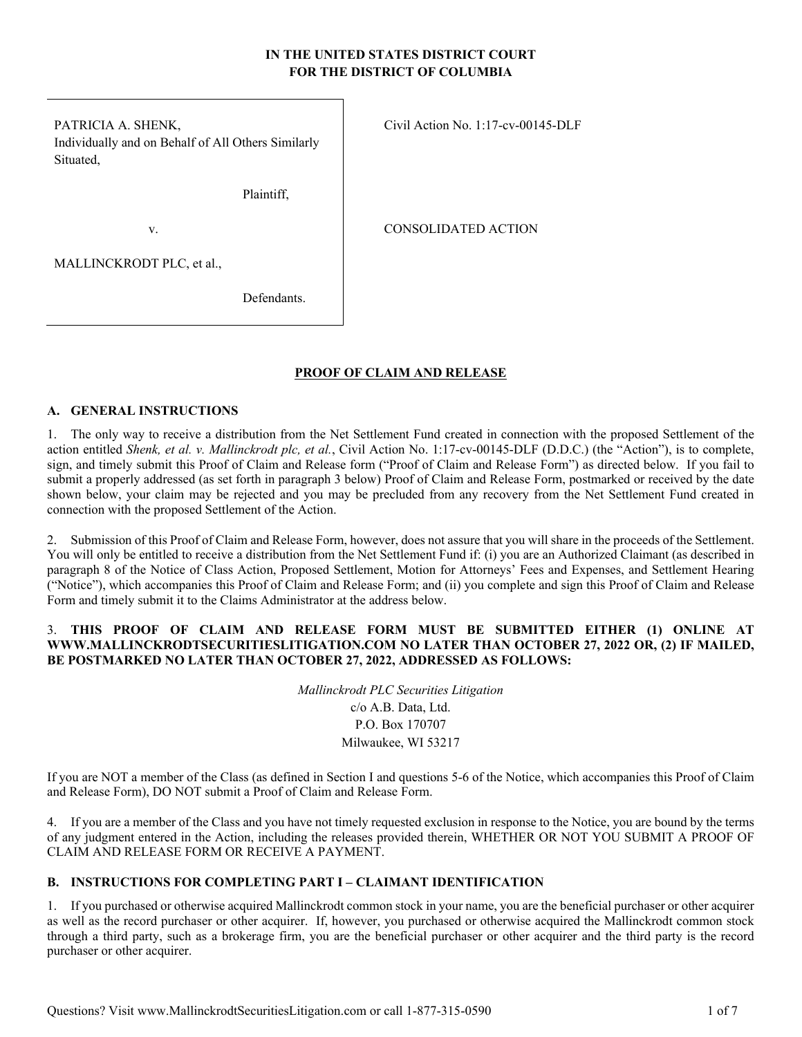**IN THE UNITED STATES DISTRICT COURT**
**FOR THE DISTRICT OF COLUMBIA**

| | |
|---|---|
| PATRICIA A. SHENK, Individually and on Behalf of All Others Similarly Situated, Plaintiff, v. MALLINCKRODT PLC, et al., Defendants. | Civil Action No. 1:17-cv-00145-DLF<br><br>CONSOLIDATED ACTION |

**PROOF OF CLAIM AND RELEASE**

## A. GENERAL INSTRUCTIONS

1. The only way to receive a distribution from the Net Settlement Fund created in connection with the proposed Settlement of the action entitled *Shenk, et al. v. Mallinckrodt plc, et al.*, Civil Action No. 1:17-cv-00145-DLF (D.D.C.) (the "Action"), is to complete, sign, and timely submit this Proof of Claim and Release form ("Proof of Claim and Release Form") as directed below. If you fail to submit a properly addressed (as set forth in paragraph 3 below) Proof of Claim and Release Form, postmarked or received by the date shown below, your claim may be rejected and you may be precluded from any recovery from the Net Settlement Fund created in connection with the proposed Settlement of the Action.

2. Submission of this Proof of Claim and Release Form, however, does not assure that you will share in the proceeds of the Settlement. You will only be entitled to receive a distribution from the Net Settlement Fund if: (i) you are an Authorized Claimant (as described in paragraph 8 of the Notice of Class Action, Proposed Settlement, Motion for Attorneys' Fees and Expenses, and Settlement Hearing ("Notice"), which accompanies this Proof of Claim and Release Form; and (ii) you complete and sign this Proof of Claim and Release Form and timely submit it to the Claims Administrator at the address below.

3. **THIS PROOF OF CLAIM AND RELEASE FORM MUST BE SUBMITTED EITHER (1) ONLINE AT WWW.MALLINCKRODTSECURITIESLITIGATION.COM NO LATER THAN OCTOBER 27, 2022 OR, (2) IF MAILED, BE POSTMARKED NO LATER THAN OCTOBER 27, 2022, ADDRESSED AS FOLLOWS:**

*Mallinckrodt PLC Securities Litigation*
c/o A.B. Data, Ltd.
P.O. Box 170707
Milwaukee, WI 53217

If you are NOT a member of the Class (as defined in Section I and questions 5-6 of the Notice, which accompanies this Proof of Claim and Release Form), DO NOT submit a Proof of Claim and Release Form.

4. If you are a member of the Class and you have not timely requested exclusion in response to the Notice, you are bound by the terms of any judgment entered in the Action, including the releases provided therein, WHETHER OR NOT YOU SUBMIT A PROOF OF CLAIM AND RELEASE FORM OR RECEIVE A PAYMENT.

## B. INSTRUCTIONS FOR COMPLETING PART I – CLAIMANT IDENTIFICATION

1. If you purchased or otherwise acquired Mallinckrodt common stock in your name, you are the beneficial purchaser or other acquirer as well as the record purchaser or other acquirer. If, however, you purchased or otherwise acquired the Mallinckrodt common stock through a third party, such as a brokerage firm, you are the beneficial purchaser or other acquirer and the third party is the record purchaser or other acquirer.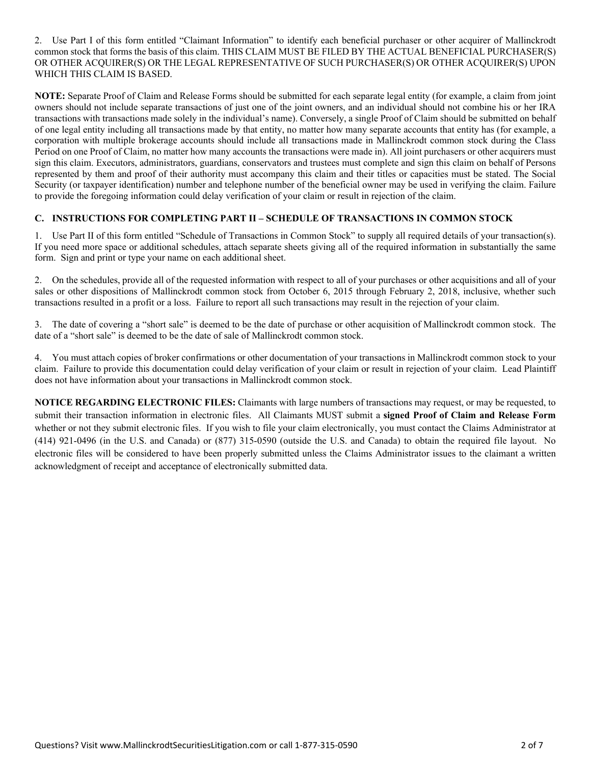2. Use Part I of this form entitled "Claimant Information" to identify each beneficial purchaser or other acquirer of Mallinckrodt common stock that forms the basis of this claim. THIS CLAIM MUST BE FILED BY THE ACTUAL BENEFICIAL PURCHASER(S) OR OTHER ACQUIRER(S) OR THE LEGAL REPRESENTATIVE OF SUCH PURCHASER(S) OR OTHER ACQUIRER(S) UPON WHICH THIS CLAIM IS BASED.

**NOTE:** Separate Proof of Claim and Release Forms should be submitted for each separate legal entity (for example, a claim from joint owners should not include separate transactions of just one of the joint owners, and an individual should not combine his or her IRA transactions with transactions made solely in the individual's name). Conversely, a single Proof of Claim should be submitted on behalf of one legal entity including all transactions made by that entity, no matter how many separate accounts that entity has (for example, a corporation with multiple brokerage accounts should include all transactions made in Mallinckrodt common stock during the Class Period on one Proof of Claim, no matter how many accounts the transactions were made in). All joint purchasers or other acquirers must sign this claim. Executors, administrators, guardians, conservators and trustees must complete and sign this claim on behalf of Persons represented by them and proof of their authority must accompany this claim and their titles or capacities must be stated. The Social Security (or taxpayer identification) number and telephone number of the beneficial owner may be used in verifying the claim. Failure to provide the foregoing information could delay verification of your claim or result in rejection of the claim.

### C. INSTRUCTIONS FOR COMPLETING PART II – SCHEDULE OF TRANSACTIONS IN COMMON STOCK

1. Use Part II of this form entitled "Schedule of Transactions in Common Stock" to supply all required details of your transaction(s). If you need more space or additional schedules, attach separate sheets giving all of the required information in substantially the same form. Sign and print or type your name on each additional sheet.

2. On the schedules, provide all of the requested information with respect to all of your purchases or other acquisitions and all of your sales or other dispositions of Mallinckrodt common stock from October 6, 2015 through February 2, 2018, inclusive, whether such transactions resulted in a profit or a loss. Failure to report all such transactions may result in the rejection of your claim.

3. The date of covering a "short sale" is deemed to be the date of purchase or other acquisition of Mallinckrodt common stock. The date of a "short sale" is deemed to be the date of sale of Mallinckrodt common stock.

4. You must attach copies of broker confirmations or other documentation of your transactions in Mallinckrodt common stock to your claim. Failure to provide this documentation could delay verification of your claim or result in rejection of your claim. Lead Plaintiff does not have information about your transactions in Mallinckrodt common stock.

**NOTICE REGARDING ELECTRONIC FILES:** Claimants with large numbers of transactions may request, or may be requested, to submit their transaction information in electronic files. All Claimants MUST submit a **signed Proof of Claim and Release Form** whether or not they submit electronic files. If you wish to file your claim electronically, you must contact the Claims Administrator at (414) 921-0496 (in the U.S. and Canada) or (877) 315-0590 (outside the U.S. and Canada) to obtain the required file layout. No electronic files will be considered to have been properly submitted unless the Claims Administrator issues to the claimant a written acknowledgment of receipt and acceptance of electronically submitted data.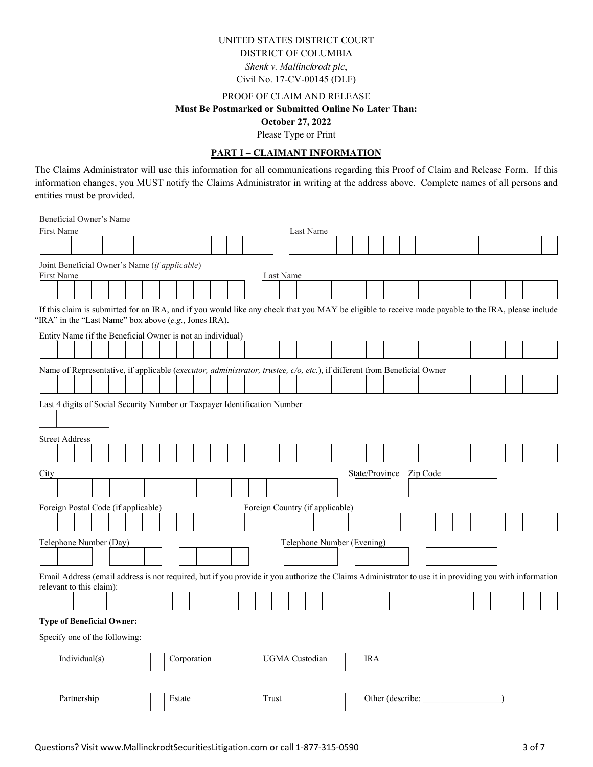UNITED STATES DISTRICT COURT

DISTRICT OF COLUMBIA

*Shenk v. Mallinckrodt plc*,

Civil No. 17-CV-00145 (DLF)

PROOF OF CLAIM AND RELEASE

**Must Be Postmarked or Submitted Online No Later Than:**

**October 27, 2022**

Please Type or Print

## PART I – CLAIMANT INFORMATION

The Claims Administrator will use this information for all communications regarding this Proof of Claim and Release Form. If this information changes, you MUST notify the Claims Administrator in writing at the address above. Complete names of all persons and entities must be provided.

Beneficial Owner's Name

First Name ______________________ Last Name ______________________

Joint Beneficial Owner's Name (*if applicable*)

First Name ______________________ Last Name ______________________

If this claim is submitted for an IRA, and if you would like any check that you MAY be eligible to receive made payable to the IRA, please include "IRA" in the "Last Name" box above (*e.g.*, Jones IRA).

Entity Name (if the Beneficial Owner is not an individual)

______________________

Name of Representative, if applicable (*executor, administrator, trustee, c/o, etc.*), if different from Beneficial Owner

______________________

Last 4 digits of Social Security Number or Taxpayer Identification Number

______________________

Street Address

______________________

City ______________________ State/Province ______ Zip Code ______

Foreign Postal Code (if applicable) ______________________ Foreign Country (if applicable) ______________________

Telephone Number (Day) ______________________ Telephone Number (Evening) ______________________

Email Address (email address is not required, but if you provide it you authorize the Claims Administrator to use it in providing you with information relevant to this claim):

______________________

**Type of Beneficial Owner:**

Specify one of the following:

☐ Individual(s) ☐ Corporation ☐ UGMA Custodian ☐ IRA

☐ Partnership ☐ Estate ☐ Trust ☐ Other (describe: __________________)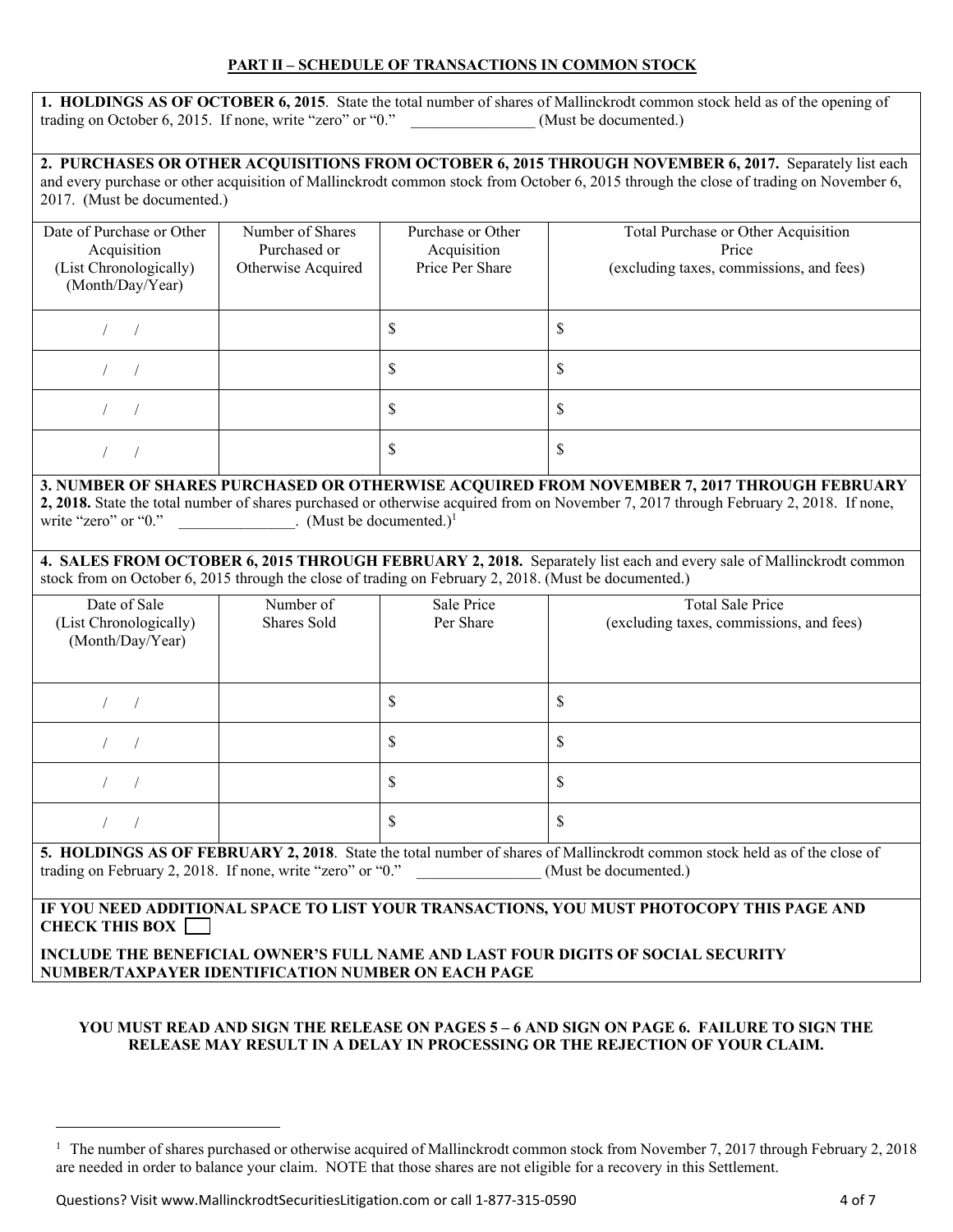## PART II – SCHEDULE OF TRANSACTIONS IN COMMON STOCK

**1. HOLDINGS AS OF OCTOBER 6, 2015**. State the total number of shares of Mallinckrodt common stock held as of the opening of trading on October 6, 2015. If none, write "zero" or "0." ________________ (Must be documented.)

**2. PURCHASES OR OTHER ACQUISITIONS FROM OCTOBER 6, 2015 THROUGH NOVEMBER 6, 2017.** Separately list each and every purchase or other acquisition of Mallinckrodt common stock from October 6, 2015 through the close of trading on November 6, 2017. (Must be documented.)

| Date of Purchase or Other Acquisition (List Chronologically) (Month/Day/Year) | Number of Shares Purchased or Otherwise Acquired | Purchase or Other Acquisition Price Per Share | Total Purchase or Other Acquisition Price (excluding taxes, commissions, and fees) |
|---|---|---|---|
| / / | | $ | $ |
| / / | | $ | $ |
| / / | | $ | $ |
| / / | | $ | $ |

**3. NUMBER OF SHARES PURCHASED OR OTHERWISE ACQUIRED FROM NOVEMBER 7, 2017 THROUGH FEBRUARY 2, 2018.** State the total number of shares purchased or otherwise acquired from on November 7, 2017 through February 2, 2018. If none, write "zero" or "0." _______________. (Must be documented.)[1]

**4. SALES FROM OCTOBER 6, 2015 THROUGH FEBRUARY 2, 2018.** Separately list each and every sale of Mallinckrodt common stock from on October 6, 2015 through the close of trading on February 2, 2018. (Must be documented.)

| Date of Sale (List Chronologically) (Month/Day/Year) | Number of Shares Sold | Sale Price Per Share | Total Sale Price (excluding taxes, commissions, and fees) |
|---|---|---|---|
| / / | | $ | $ |
| / / | | $ | $ |
| / / | | $ | $ |
| / / | | $ | $ |

**5. HOLDINGS AS OF FEBRUARY 2, 2018**. State the total number of shares of Mallinckrodt common stock held as of the close of trading on February 2, 2018. If none, write "zero" or "0." ________________ (Must be documented.)

**IF YOU NEED ADDITIONAL SPACE TO LIST YOUR TRANSACTIONS, YOU MUST PHOTOCOPY THIS PAGE AND CHECK THIS BOX** ☐

**INCLUDE THE BENEFICIAL OWNER'S FULL NAME AND LAST FOUR DIGITS OF SOCIAL SECURITY NUMBER/TAXPAYER IDENTIFICATION NUMBER ON EACH PAGE**

**YOU MUST READ AND SIGN THE RELEASE ON PAGES 5 – 6 AND SIGN ON PAGE 6. FAILURE TO SIGN THE RELEASE MAY RESULT IN A DELAY IN PROCESSING OR THE REJECTION OF YOUR CLAIM.**

---

[1] The number of shares purchased or otherwise acquired of Mallinckrodt common stock from November 7, 2017 through February 2, 2018 are needed in order to balance your claim. NOTE that those shares are not eligible for a recovery in this Settlement.

Questions? Visit www.MallinckrodtSecuritiesLitigation.com or call 1-877-315-0590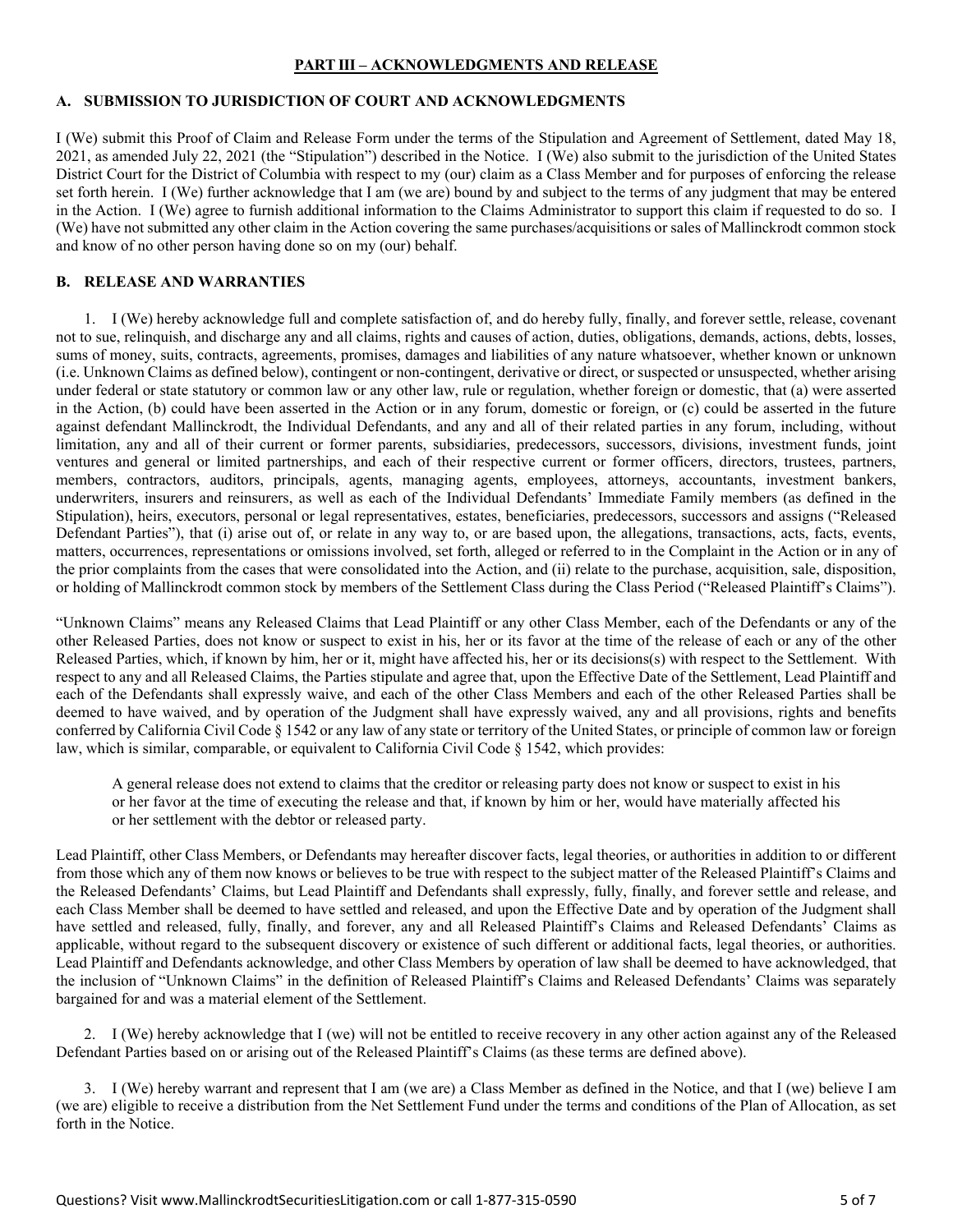## PART III – ACKNOWLEDGMENTS AND RELEASE

### A. SUBMISSION TO JURISDICTION OF COURT AND ACKNOWLEDGMENTS

I (We) submit this Proof of Claim and Release Form under the terms of the Stipulation and Agreement of Settlement, dated May 18, 2021, as amended July 22, 2021 (the "Stipulation") described in the Notice. I (We) also submit to the jurisdiction of the United States District Court for the District of Columbia with respect to my (our) claim as a Class Member and for purposes of enforcing the release set forth herein. I (We) further acknowledge that I am (we are) bound by and subject to the terms of any judgment that may be entered in the Action. I (We) agree to furnish additional information to the Claims Administrator to support this claim if requested to do so. I (We) have not submitted any other claim in the Action covering the same purchases/acquisitions or sales of Mallinckrodt common stock and know of no other person having done so on my (our) behalf.

### B. RELEASE AND WARRANTIES

1. I (We) hereby acknowledge full and complete satisfaction of, and do hereby fully, finally, and forever settle, release, covenant not to sue, relinquish, and discharge any and all claims, rights and causes of action, duties, obligations, demands, actions, debts, losses, sums of money, suits, contracts, agreements, promises, damages and liabilities of any nature whatsoever, whether known or unknown (i.e. Unknown Claims as defined below), contingent or non-contingent, derivative or direct, or suspected or unsuspected, whether arising under federal or state statutory or common law or any other law, rule or regulation, whether foreign or domestic, that (a) were asserted in the Action, (b) could have been asserted in the Action or in any forum, domestic or foreign, or (c) could be asserted in the future against defendant Mallinckrodt, the Individual Defendants, and any and all of their related parties in any forum, including, without limitation, any and all of their current or former parents, subsidiaries, predecessors, successors, divisions, investment funds, joint ventures and general or limited partnerships, and each of their respective current or former officers, directors, trustees, partners, members, contractors, auditors, principals, agents, managing agents, employees, attorneys, accountants, investment bankers, underwriters, insurers and reinsurers, as well as each of the Individual Defendants' Immediate Family members (as defined in the Stipulation), heirs, executors, personal or legal representatives, estates, beneficiaries, predecessors, successors and assigns ("Released Defendant Parties"), that (i) arise out of, or relate in any way to, or are based upon, the allegations, transactions, acts, facts, events, matters, occurrences, representations or omissions involved, set forth, alleged or referred to in the Complaint in the Action or in any of the prior complaints from the cases that were consolidated into the Action, and (ii) relate to the purchase, acquisition, sale, disposition, or holding of Mallinckrodt common stock by members of the Settlement Class during the Class Period ("Released Plaintiff's Claims").

"Unknown Claims" means any Released Claims that Lead Plaintiff or any other Class Member, each of the Defendants or any of the other Released Parties, does not know or suspect to exist in his, her or its favor at the time of the release of each or any of the other Released Parties, which, if known by him, her or it, might have affected his, her or its decisions(s) with respect to the Settlement. With respect to any and all Released Claims, the Parties stipulate and agree that, upon the Effective Date of the Settlement, Lead Plaintiff and each of the Defendants shall expressly waive, and each of the other Class Members and each of the other Released Parties shall be deemed to have waived, and by operation of the Judgment shall have expressly waived, any and all provisions, rights and benefits conferred by California Civil Code § 1542 or any law of any state or territory of the United States, or principle of common law or foreign law, which is similar, comparable, or equivalent to California Civil Code § 1542, which provides:

> A general release does not extend to claims that the creditor or releasing party does not know or suspect to exist in his or her favor at the time of executing the release and that, if known by him or her, would have materially affected his or her settlement with the debtor or released party.

Lead Plaintiff, other Class Members, or Defendants may hereafter discover facts, legal theories, or authorities in addition to or different from those which any of them now knows or believes to be true with respect to the subject matter of the Released Plaintiff's Claims and the Released Defendants' Claims, but Lead Plaintiff and Defendants shall expressly, fully, finally, and forever settle and release, and each Class Member shall be deemed to have settled and released, and upon the Effective Date and by operation of the Judgment shall have settled and released, fully, finally, and forever, any and all Released Plaintiff's Claims and Released Defendants' Claims as applicable, without regard to the subsequent discovery or existence of such different or additional facts, legal theories, or authorities. Lead Plaintiff and Defendants acknowledge, and other Class Members by operation of law shall be deemed to have acknowledged, that the inclusion of "Unknown Claims" in the definition of Released Plaintiff's Claims and Released Defendants' Claims was separately bargained for and was a material element of the Settlement.

2. I (We) hereby acknowledge that I (we) will not be entitled to receive recovery in any other action against any of the Released Defendant Parties based on or arising out of the Released Plaintiff's Claims (as these terms are defined above).

3. I (We) hereby warrant and represent that I am (we are) a Class Member as defined in the Notice, and that I (we) believe I am (we are) eligible to receive a distribution from the Net Settlement Fund under the terms and conditions of the Plan of Allocation, as set forth in the Notice.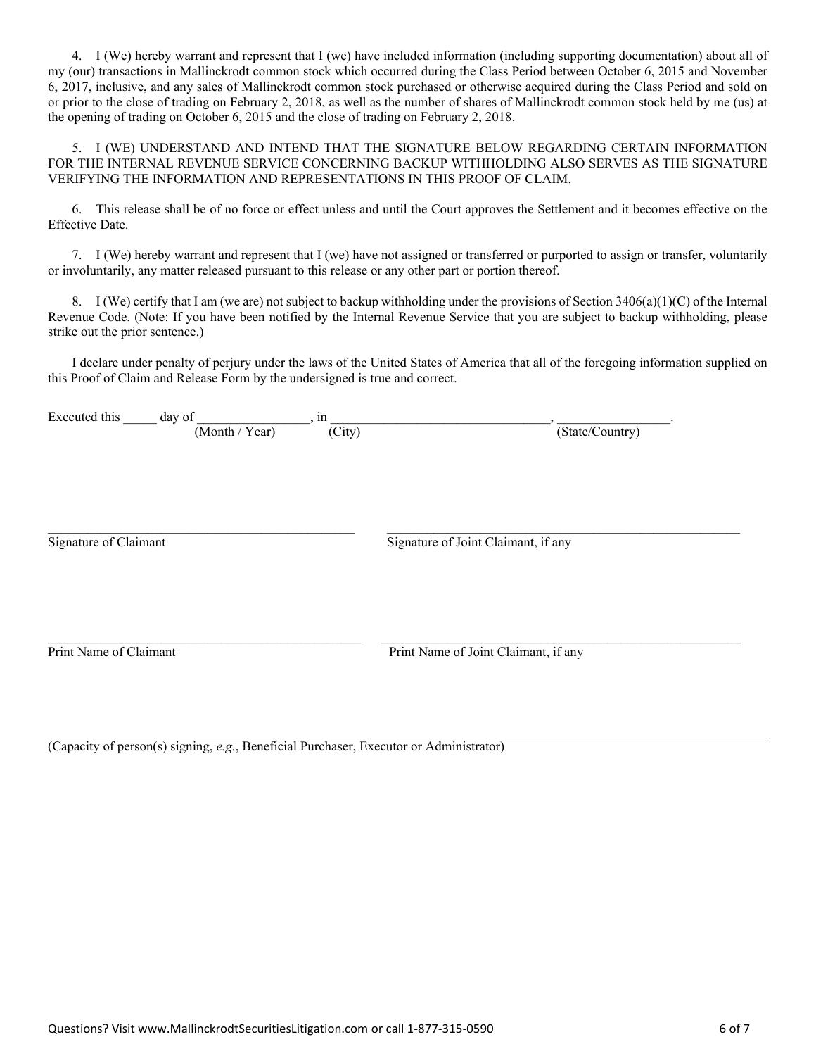4. I (We) hereby warrant and represent that I (we) have included information (including supporting documentation) about all of my (our) transactions in Mallinckrodt common stock which occurred during the Class Period between October 6, 2015 and November 6, 2017, inclusive, and any sales of Mallinckrodt common stock purchased or otherwise acquired during the Class Period and sold on or prior to the close of trading on February 2, 2018, as well as the number of shares of Mallinckrodt common stock held by me (us) at the opening of trading on October 6, 2015 and the close of trading on February 2, 2018.

5. I (WE) UNDERSTAND AND INTEND THAT THE SIGNATURE BELOW REGARDING CERTAIN INFORMATION FOR THE INTERNAL REVENUE SERVICE CONCERNING BACKUP WITHHOLDING ALSO SERVES AS THE SIGNATURE VERIFYING THE INFORMATION AND REPRESENTATIONS IN THIS PROOF OF CLAIM.

6. This release shall be of no force or effect unless and until the Court approves the Settlement and it becomes effective on the Effective Date.

7. I (We) hereby warrant and represent that I (we) have not assigned or transferred or purported to assign or transfer, voluntarily or involuntarily, any matter released pursuant to this release or any other part or portion thereof.

8. I (We) certify that I am (we are) not subject to backup withholding under the provisions of Section 3406(a)(1)(C) of the Internal Revenue Code. (Note: If you have been notified by the Internal Revenue Service that you are subject to backup withholding, please strike out the prior sentence.)

I declare under penalty of perjury under the laws of the United States of America that all of the foregoing information supplied on this Proof of Claim and Release Form by the undersigned is true and correct.

Executed this _____ day of ________________, in ________________________________, ________________.
(Month / Year) (City) (State/Country)

_______________________________________________ _______________________________________________
Signature of Claimant Signature of Joint Claimant, if any

_______________________________________________ _______________________________________________
Print Name of Claimant Print Name of Joint Claimant, if any

_______________________________________________________________________________________________
(Capacity of person(s) signing, *e.g.*, Beneficial Purchaser, Executor or Administrator)

Questions? Visit www.MallinckrodtSecuritiesLitigation.com or call 1-877-315-0590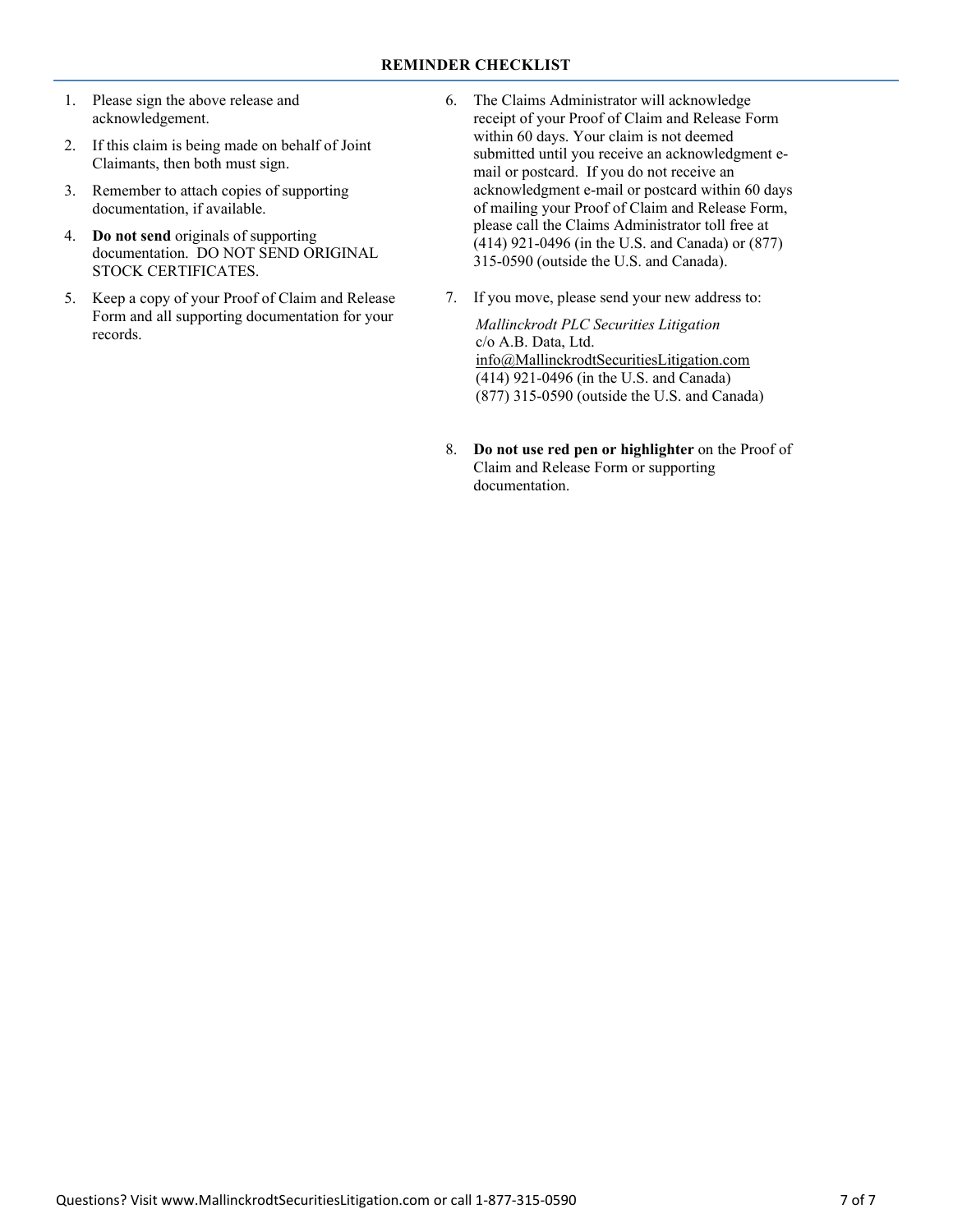**REMINDER CHECKLIST**

1. Please sign the above release and acknowledgement.
2. If this claim is being made on behalf of Joint Claimants, then both must sign.
3. Remember to attach copies of supporting documentation, if available.
4. **Do not send** originals of supporting documentation. DO NOT SEND ORIGINAL STOCK CERTIFICATES.
5. Keep a copy of your Proof of Claim and Release Form and all supporting documentation for your records.
6. The Claims Administrator will acknowledge receipt of your Proof of Claim and Release Form within 60 days. Your claim is not deemed submitted until you receive an acknowledgment e-mail or postcard. If you do not receive an acknowledgment e-mail or postcard within 60 days of mailing your Proof of Claim and Release Form, please call the Claims Administrator toll free at (414) 921-0496 (in the U.S. and Canada) or (877) 315-0590 (outside the U.S. and Canada).
7. If you move, please send your new address to:

   *Mallinckrodt PLC Securities Litigation*
   c/o A.B. Data, Ltd.
   info@MallinckrodtSecuritiesLitigation.com
   (414) 921-0496 (in the U.S. and Canada)
   (877) 315-0590 (outside the U.S. and Canada)

8. **Do not use red pen or highlighter** on the Proof of Claim and Release Form or supporting documentation.